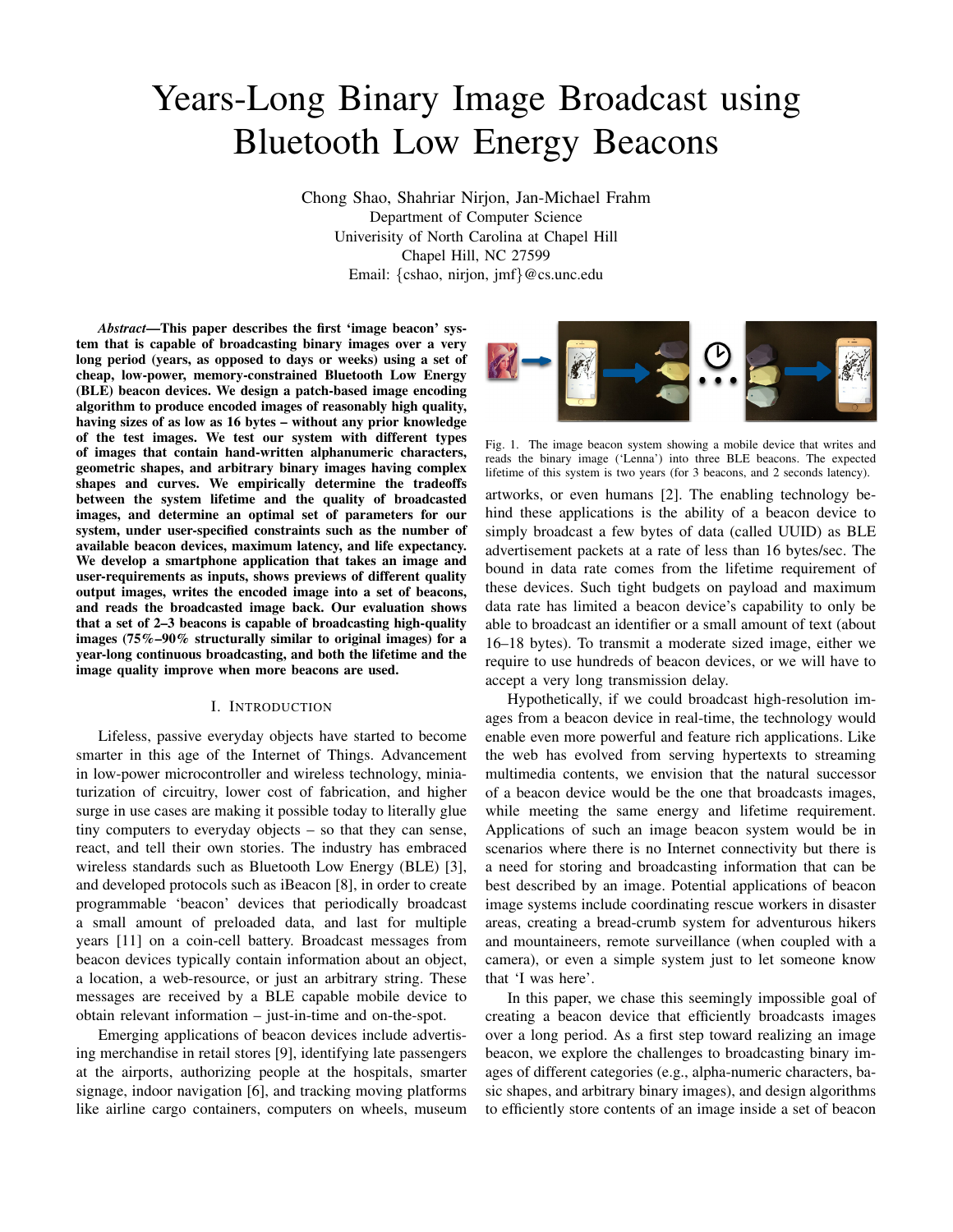# Years-Long Binary Image Broadcast using Bluetooth Low Energy Beacons

Chong Shao, Shahriar Nirjon, Jan-Michael Frahm
Department of Computer Science
Univeristy of North Carolina at Chapel Hill
Chapel Hill, NC 27599
Email: {cshao, nirjon, jmf}@cs.unc.edu

***Abstract*—This paper describes the first 'image beacon' system that is capable of broadcasting binary images over a very long period (years, as opposed to days or weeks) using a set of cheap, low-power, memory-constrained Bluetooth Low Energy (BLE) beacon devices. We design a patch-based image encoding algorithm to produce encoded images of reasonably high quality, having sizes of as low as 16 bytes – without any prior knowledge of the test images. We test our system with different types of images that contain hand-written alphanumeric characters, geometric shapes, and arbitrary binary images having complex shapes and curves. We empirically determine the tradeoffs between the system lifetime and the quality of broadcasted images, and determine an optimal set of parameters for our system, under user-specified constraints such as the number of available beacon devices, maximum latency, and life expectancy. We develop a smartphone application that takes an image and user-requirements as inputs, shows previews of different quality output images, writes the encoded image into a set of beacons, and reads the broadcasted image back. Our evaluation shows that a set of 2–3 beacons is capable of broadcasting high-quality images (75%–90% structurally similar to original images) for a year-long continuous broadcasting, and both the lifetime and the image quality improve when more beacons are used.**

## I. Introduction

Lifeless, passive everyday objects have started to become smarter in this age of the Internet of Things. Advancement in low-power microcontroller and wireless technology, miniaturization of circuitry, lower cost of fabrication, and higher surge in use cases are making it possible today to literally glue tiny computers to everyday objects – so that they can sense, react, and tell their own stories. The industry has embraced wireless standards such as Bluetooth Low Energy (BLE) [3], and developed protocols such as iBeacon [8], in order to create programmable 'beacon' devices that periodically broadcast a small amount of preloaded data, and last for multiple years [11] on a coin-cell battery. Broadcast messages from beacon devices typically contain information about an object, a location, a web-resource, or just an arbitrary string. These messages are received by a BLE capable mobile device to obtain relevant information – just-in-time and on-the-spot.

Emerging applications of beacon devices include advertising merchandise in retail stores [9], identifying late passengers at the airports, authorizing people at the hospitals, smarter signage, indoor navigation [6], and tracking moving platforms like airline cargo containers, computers on wheels, museum artworks, or even humans [2]. The enabling technology behind these applications is the ability of a beacon device to simply broadcast a few bytes of data (called UUID) as BLE advertisement packets at a rate of less than 16 bytes/sec. The bound in data rate comes from the lifetime requirement of these devices. Such tight budgets on payload and maximum data rate has limited a beacon device's capability to only be able to broadcast an identifier or a small amount of text (about 16–18 bytes). To transmit a moderate sized image, either we require to use hundreds of beacon devices, or we will have to accept a very long transmission delay.

Fig. 1. The image beacon system showing a mobile device that writes and reads the binary image ('Lenna') into three BLE beacons. The expected lifetime of this system is two years (for 3 beacons, and 2 seconds latency).

Hypothetically, if we could broadcast high-resolution images from a beacon device in real-time, the technology would enable even more powerful and feature rich applications. Like the web has evolved from serving hypertexts to streaming multimedia contents, we envision that the natural successor of a beacon device would be the one that broadcasts images, while meeting the same energy and lifetime requirement. Applications of such an image beacon system would be in scenarios where there is no Internet connectivity but there is a need for storing and broadcasting information that can be best described by an image. Potential applications of beacon image systems include coordinating rescue workers in disaster areas, creating a bread-crumb system for adventurous hikers and mountaineers, remote surveillance (when coupled with a camera), or even a simple system just to let someone know that 'I was here'.

In this paper, we chase this seemingly impossible goal of creating a beacon device that efficiently broadcasts images over a long period. As a first step toward realizing an image beacon, we explore the challenges to broadcasting binary images of different categories (e.g., alpha-numeric characters, basic shapes, and arbitrary binary images), and design algorithms to efficiently store contents of an image inside a set of beacon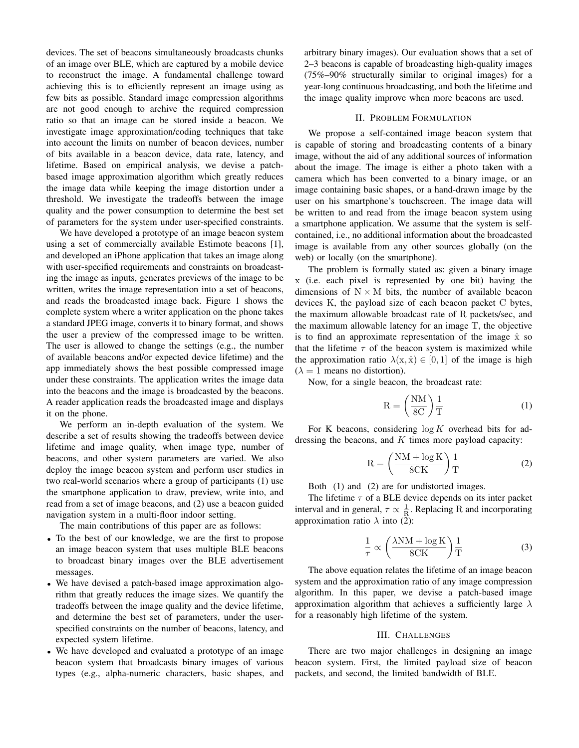devices. The set of beacons simultaneously broadcasts chunks of an image over BLE, which are captured by a mobile device to reconstruct the image. A fundamental challenge toward achieving this is to efficiently represent an image using as few bits as possible. Standard image compression algorithms are not good enough to archive the required compression ratio so that an image can be stored inside a beacon. We investigate image approximation/coding techniques that take into account the limits on number of beacon devices, number of bits available in a beacon device, data rate, latency, and lifetime. Based on empirical analysis, we devise a patch-based image approximation algorithm which greatly reduces the image data while keeping the image distortion under a threshold. We investigate the tradeoffs between the image quality and the power consumption to determine the best set of parameters for the system under user-specified constraints.

We have developed a prototype of an image beacon system using a set of commercially available Estimote beacons [1], and developed an iPhone application that takes an image along with user-specified requirements and constraints on broadcasting the image as inputs, generates previews of the image to be written, writes the image representation into a set of beacons, and reads the broadcasted image back. Figure 1 shows the complete system where a writer application on the phone takes a standard JPEG image, converts it to binary format, and shows the user a preview of the compressed image to be written. The user is allowed to change the settings (e.g., the number of available beacons and/or expected device lifetime) and the app immediately shows the best possible compressed image under these constraints. The application writes the image data into the beacons and the image is broadcasted by the beacons. A reader application reads the broadcasted image and displays it on the phone.

We perform an in-depth evaluation of the system. We describe a set of results showing the tradeoffs between device lifetime and image quality, when image type, number of beacons, and other system parameters are varied. We also deploy the image beacon system and perform user studies in two real-world scenarios where a group of participants (1) use the smartphone application to draw, preview, write into, and read from a set of image beacons, and (2) use a beacon guided navigation system in a multi-floor indoor setting.

The main contributions of this paper are as follows:

- To the best of our knowledge, we are the first to propose an image beacon system that uses multiple BLE beacons to broadcast binary images over the BLE advertisement messages.
- We have devised a patch-based image approximation algorithm that greatly reduces the image sizes. We quantify the tradeoffs between the image quality and the device lifetime, and determine the best set of parameters, under the user-specified constraints on the number of beacons, latency, and expected system lifetime.
- We have developed and evaluated a prototype of an image beacon system that broadcasts binary images of various types (e.g., alpha-numeric characters, basic shapes, and arbitrary binary images). Our evaluation shows that a set of 2–3 beacons is capable of broadcasting high-quality images (75%–90% structurally similar to original images) for a year-long continuous broadcasting, and both the lifetime and the image quality improve when more beacons are used.

## II. Problem Formulation

We propose a self-contained image beacon system that is capable of storing and broadcasting contents of a binary image, without the aid of any additional sources of information about the image. The image is either a photo taken with a camera which has been converted to a binary image, or an image containing basic shapes, or a hand-drawn image by the user on his smartphone's touchscreen. The image data will be written to and read from the image beacon system using a smartphone application. We assume that the system is self-contained, i.e., no additional information about the broadcasted image is available from any other sources globally (on the web) or locally (on the smartphone).

The problem is formally stated as: given a binary image $\mathrm{x}$ (i.e. each pixel is represented by one bit) having the dimensions of $\mathrm{N} \times \mathrm{M}$ bits, the number of available beacon devices $\mathrm{K}$, the payload size of each beacon packet $\mathrm{C}$ bytes, the maximum allowable broadcast rate of $\mathrm{R}$ packets/sec, and the maximum allowable latency for an image $\mathrm{T}$, the objective is to find an approximate representation of the image $\hat{\mathrm{x}}$ so that the lifetime $\tau$ of the beacon system is maximized while the approximation ratio $\lambda(\mathrm{x}, \hat{\mathrm{x}}) \in [0, 1]$ of the image is high ($\lambda = 1$ means no distortion).

Now, for a single beacon, the broadcast rate:

$$\mathrm{R} = \left(\frac{\mathrm{NM}}{8\mathrm{C}}\right)\frac{1}{\mathrm{T}} \tag{1}$$

For K beacons, considering $\log K$ overhead bits for addressing the beacons, and $K$ times more payload capacity:

$$\mathrm{R} = \left(\frac{\mathrm{NM} + \log \mathrm{K}}{8\mathrm{CK}}\right)\frac{1}{\mathrm{T}} \tag{2}$$

Both (1) and (2) are for undistorted images.

The lifetime $\tau$ of a BLE device depends on its inter packet interval and in general, $\tau \propto \frac{1}{\mathrm{R}}$. Replacing $\mathrm{R}$ and incorporating approximation ratio $\lambda$ into (2):

$$\frac{1}{\tau} \propto \left(\frac{\lambda \mathrm{NM} + \log \mathrm{K}}{8\mathrm{CK}}\right)\frac{1}{\mathrm{T}} \tag{3}$$

The above equation relates the lifetime of an image beacon system and the approximation ratio of any image compression algorithm. In this paper, we devise a patch-based image approximation algorithm that achieves a sufficiently large $\lambda$ for a reasonably high lifetime of the system.

## III. Challenges

There are two major challenges in designing an image beacon system. First, the limited payload size of beacon packets, and second, the limited bandwidth of BLE.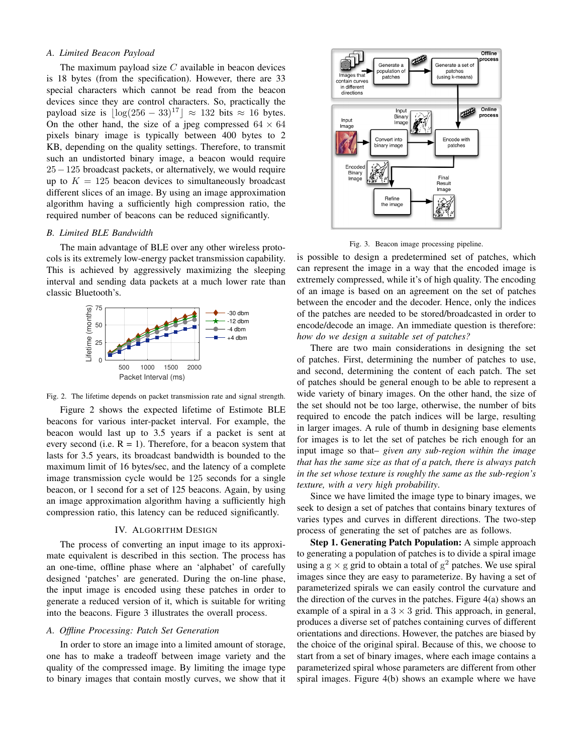### A. Limited Beacon Payload

The maximum payload size $C$ available in beacon devices is 18 bytes (from the specification). However, there are 33 special characters which cannot be read from the beacon devices since they are control characters. So, practically the payload size is $\lfloor \log(256-33)^{17} \rfloor \approx 132$ bits $\approx 16$ bytes. On the other hand, the size of a jpeg compressed $64 \times 64$ pixels binary image is typically between 400 bytes to 2 KB, depending on the quality settings. Therefore, to transmit such an undistorted binary image, a beacon would require $25 - 125$ broadcast packets, or alternatively, we would require up to $K = 125$ beacon devices to simultaneously broadcast different slices of an image. By using an image approximation algorithm having a sufficiently high compression ratio, the required number of beacons can be reduced significantly.

### B. Limited BLE Bandwidth

The main advantage of BLE over any other wireless protocols is its extremely low-energy packet transmission capability. This is achieved by aggressively maximizing the sleeping interval and sending data packets at a much lower rate than classic Bluetooth's.

Fig. 2. The lifetime depends on packet transmission rate and signal strength.

Figure 2 shows the expected lifetime of Estimote BLE beacons for various inter-packet interval. For example, the beacon would last up to 3.5 years if a packet is sent at every second (i.e. R = 1). Therefore, for a beacon system that lasts for 3.5 years, its broadcast bandwidth is bounded to the maximum limit of 16 bytes/sec, and the latency of a complete image transmission cycle would be 125 seconds for a single beacon, or 1 second for a set of 125 beacons. Again, by using an image approximation algorithm having a sufficiently high compression ratio, this latency can be reduced significantly.

## IV. Algorithm Design

The process of converting an input image to its approximate equivalent is described in this section. The process has an one-time, offline phase where an 'alphabet' of carefully designed 'patches' are generated. During the on-line phase, the input image is encoded using these patches in order to generate a reduced version of it, which is suitable for writing into the beacons. Figure 3 illustrates the overall process.

### A. Offline Processing: Patch Set Generation

In order to store an image into a limited amount of storage, one has to make a tradeoff between image variety and the quality of the compressed image. By limiting the image type to binary images that contain mostly curves, we show that it is possible to design a predetermined set of patches, which can represent the image in a way that the encoded image is extremely compressed, while it's of high quality. The encoding of an image is based on an agreement on the set of patches between the encoder and the decoder. Hence, only the indices of the patches are needed to be stored/broadcasted in order to encode/decode an image. An immediate question is therefore: *how do we design a suitable set of patches?*

Fig. 3. Beacon image processing pipeline.

There are two main considerations in designing the set of patches. First, determining the number of patches to use, and second, determining the content of each patch. The set of patches should be general enough to be able to represent a wide variety of binary images. On the other hand, the size of the set should not be too large, otherwise, the number of bits required to encode the patch indices will be large, resulting in larger images. A rule of thumb in designing base elements for images is to let the set of patches be rich enough for an input image so that– *given any sub-region within the image that has the same size as that of a patch, there is always patch in the set whose texture is roughly the same as the sub-region's texture, with a very high probability*.

Since we have limited the image type to binary images, we seek to design a set of patches that contains binary textures of varies types and curves in different directions. The two-step process of generating the set of patches are as follows.

**Step 1. Generating Patch Population:** A simple approach to generating a population of patches is to divide a spiral image using a $g \times g$ grid to obtain a total of $g^2$ patches. We use spiral images since they are easy to parameterize. By having a set of parameterized spirals we can easily control the curvature and the direction of the curves in the patches. Figure 4(a) shows an example of a spiral in a $3 \times 3$ grid. This approach, in general, produces a diverse set of patches containing curves of different orientations and directions. However, the patches are biased by the choice of the original spiral. Because of this, we choose to start from a set of binary images, where each image contains a parameterized spiral whose parameters are different from other spiral images. Figure 4(b) shows an example where we have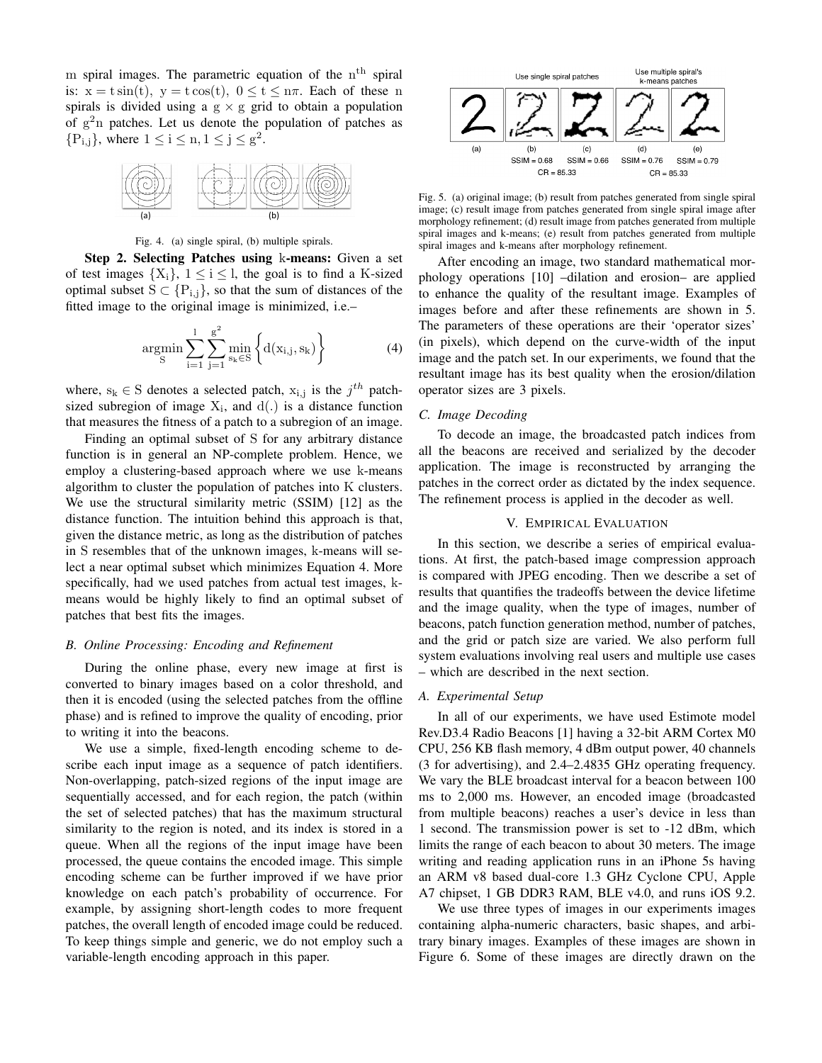m spiral images. The parametric equation of the $n^{th}$ spiral is: $x = t\sin(t)$, $y = t\cos(t)$, $0 \leq t \leq n\pi$. Each of these n spirals is divided using a $g \times g$ grid to obtain a population of $g^2 n$ patches. Let us denote the population of patches as $\{P_{i,j}\}$, where $1 \leq i \leq n, 1 \leq j \leq g^2$.

Fig. 4. (a) single spiral, (b) multiple spirals.

**Step 2. Selecting Patches using k-means:** Given a set of test images $\{X_i\}$, $1 \leq i \leq l$, the goal is to find a K-sized optimal subset $S \subset \{P_{i,j}\}$, so that the sum of distances of the fitted image to the original image is minimized, i.e.–

$$\underset{S}{\operatorname{argmin}} \sum_{i=1}^{l} \sum_{j=1}^{g^2} \min_{s_k \in S} \Big\{ d(x_{i,j}, s_k) \Big\} \tag{4}$$

where, $s_k \in S$ denotes a selected patch, $x_{i,j}$ is the $j^{th}$ patch-sized subregion of image $X_i$, and $d(.)$ is a distance function that measures the fitness of a patch to a subregion of an image.

Finding an optimal subset of S for any arbitrary distance function is in general an NP-complete problem. Hence, we employ a clustering-based approach where we use k-means algorithm to cluster the population of patches into K clusters. We use the structural similarity metric (SSIM) [12] as the distance function. The intuition behind this approach is that, given the distance metric, as long as the distribution of patches in S resembles that of the unknown images, k-means will select a near optimal subset which minimizes Equation 4. More specifically, had we used patches from actual test images, k-means would be highly likely to find an optimal subset of patches that best fits the images.

### B. Online Processing: Encoding and Refinement

During the online phase, every new image at first is converted to binary images based on a color threshold, and then it is encoded (using the selected patches from the offline phase) and is refined to improve the quality of encoding, prior to writing it into the beacons.

We use a simple, fixed-length encoding scheme to describe each input image as a sequence of patch identifiers. Non-overlapping, patch-sized regions of the input image are sequentially accessed, and for each region, the patch (within the set of selected patches) that has the maximum structural similarity to the region is noted, and its index is stored in a queue. When all the regions of the input image have been processed, the queue contains the encoded image. This simple encoding scheme can be further improved if we have prior knowledge on each patch's probability of occurrence. For example, by assigning short-length codes to more frequent patches, the overall length of encoded image could be reduced. To keep things simple and generic, we do not employ such a variable-length encoding approach in this paper.

Use single spiral patches | Use multiple spiral's k-means patches

(a) (b) SSIM = 0.68 (c) SSIM = 0.66 (d) SSIM = 0.76 (e) SSIM = 0.79

CR = 85.33 CR = 85.33

Fig. 5. (a) original image; (b) result from patches generated from single spiral image; (c) result image from patches generated from single spiral image after morphology refinement; (d) result image from patches generated from multiple spiral images and k-means; (e) result from patches generated from multiple spiral images and k-means after morphology refinement.

After encoding an image, two standard mathematical morphology operations [10] –dilation and erosion– are applied to enhance the quality of the resultant image. Examples of images before and after these refinements are shown in 5. The parameters of these operations are their 'operator sizes' (in pixels), which depend on the curve-width of the input image and the patch set. In our experiments, we found that the resultant image has its best quality when the erosion/dilation operator sizes are 3 pixels.

### C. Image Decoding

To decode an image, the broadcasted patch indices from all the beacons are received and serialized by the decoder application. The image is reconstructed by arranging the patches in the correct order as dictated by the index sequence. The refinement process is applied in the decoder as well.

## V. Empirical Evaluation

In this section, we describe a series of empirical evaluations. At first, the patch-based image compression approach is compared with JPEG encoding. Then we describe a set of results that quantifies the tradeoffs between the device lifetime and the image quality, when the type of images, number of beacons, patch function generation method, number of patches, and the grid or patch size are varied. We also perform full system evaluations involving real users and multiple use cases – which are described in the next section.

### A. Experimental Setup

In all of our experiments, we have used Estimote model Rev.D3.4 Radio Beacons [1] having a 32-bit ARM Cortex M0 CPU, 256 KB flash memory, 4 dBm output power, 40 channels (3 for advertising), and 2.4–2.4835 GHz operating frequency. We vary the BLE broadcast interval for a beacon between 100 ms to 2,000 ms. However, an encoded image (broadcasted from multiple beacons) reaches a user's device in less than 1 second. The transmission power is set to -12 dBm, which limits the range of each beacon to about 30 meters. The image writing and reading application runs in an iPhone 5s having an ARM v8 based dual-core 1.3 GHz Cyclone CPU, Apple A7 chipset, 1 GB DDR3 RAM, BLE v4.0, and runs iOS 9.2.

We use three types of images in our experiments images containing alpha-numeric characters, basic shapes, and arbitrary binary images. Examples of these images are shown in Figure 6. Some of these images are directly drawn on the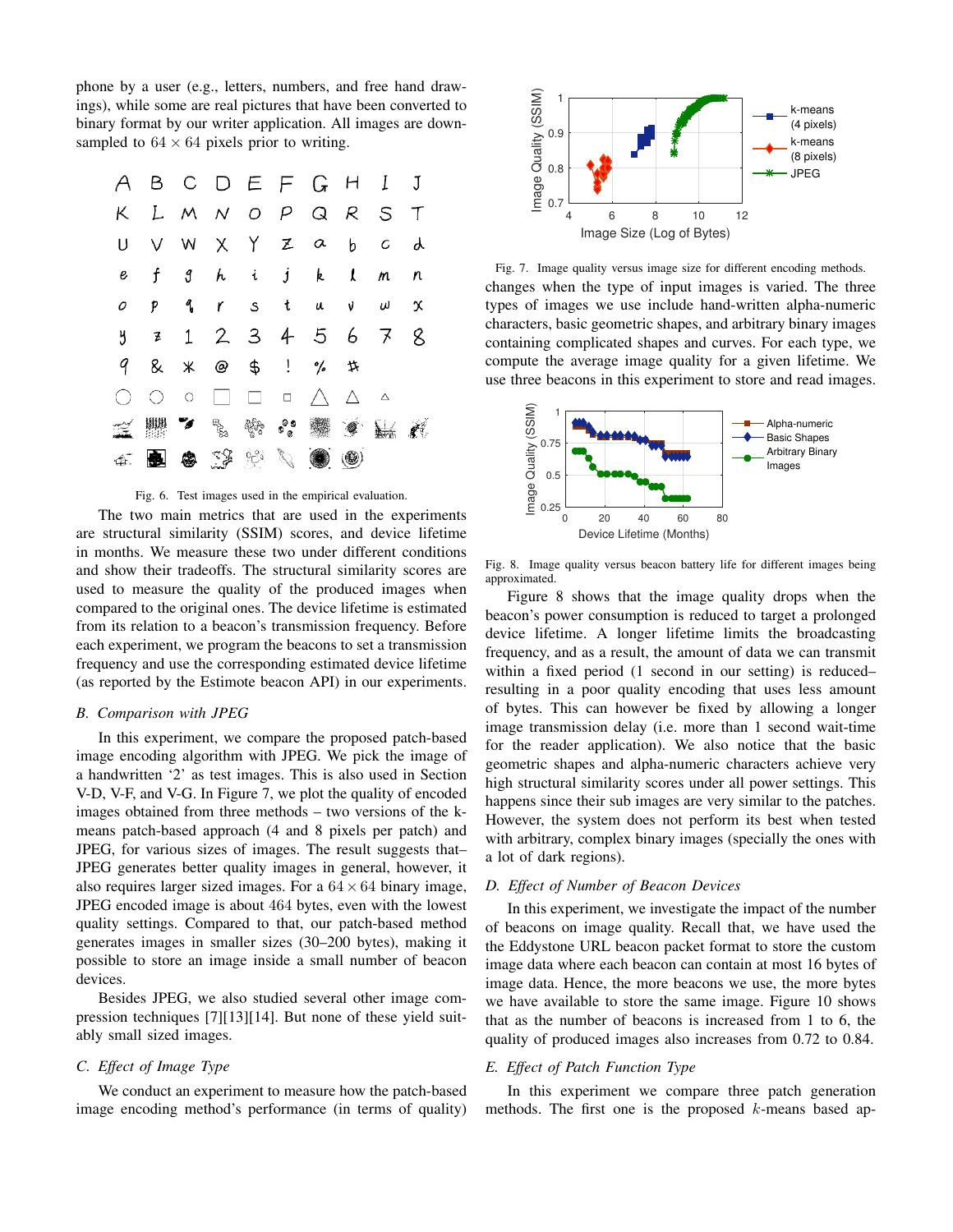phone by a user (e.g., letters, numbers, and free hand drawings), while some are real pictures that have been converted to binary format by our writer application. All images are downsampled to $64 \times 64$ pixels prior to writing.

Fig. 6. Test images used in the empirical evaluation.

The two main metrics that are used in the experiments are structural similarity (SSIM) scores, and device lifetime in months. We measure these two under different conditions and show their tradeoffs. The structural similarity scores are used to measure the quality of the produced images when compared to the original ones. The device lifetime is estimated from its relation to a beacon's transmission frequency. Before each experiment, we program the beacons to set a transmission frequency and use the corresponding estimated device lifetime (as reported by the Estimote beacon API) in our experiments.

### B. Comparison with JPEG

In this experiment, we compare the proposed patch-based image encoding algorithm with JPEG. We pick the image of a handwritten '2' as test images. This is also used in Section V-D, V-F, and V-G. In Figure 7, we plot the quality of encoded images obtained from three methods – two versions of the k-means patch-based approach (4 and 8 pixels per patch) and JPEG, for various sizes of images. The result suggests that–JPEG generates better quality images in general, however, it also requires larger sized images. For a $64 \times 64$ binary image, JPEG encoded image is about 464 bytes, even with the lowest quality settings. Compared to that, our patch-based method generates images in smaller sizes (30–200 bytes), making it possible to store an image inside a small number of beacon devices.

Besides JPEG, we also studied several other image compression techniques [7][13][14]. But none of these yield suitably small sized images.

### C. Effect of Image Type

We conduct an experiment to measure how the patch-based image encoding method's performance (in terms of quality) changes when the type of input images is varied. The three types of images we use include hand-written alpha-numeric characters, basic geometric shapes, and arbitrary binary images containing complicated shapes and curves. For each type, we compute the average image quality for a given lifetime. We use three beacons in this experiment to store and read images.

Fig. 7. Image quality versus image size for different encoding methods.

Fig. 8. Image quality versus beacon battery life for different images being approximated.

Figure 8 shows that the image quality drops when the beacon's power consumption is reduced to target a prolonged device lifetime. A longer lifetime limits the broadcasting frequency, and as a result, the amount of data we can transmit within a fixed period (1 second in our setting) is reduced–resulting in a poor quality encoding that uses less amount of bytes. This can however be fixed by allowing a longer image transmission delay (i.e. more than 1 second wait-time for the reader application). We also notice that the basic geometric shapes and alpha-numeric characters achieve very high structural similarity scores under all power settings. This happens since their sub images are very similar to the patches. However, the system does not perform its best when tested with arbitrary, complex binary images (specially the ones with a lot of dark regions).

### D. Effect of Number of Beacon Devices

In this experiment, we investigate the impact of the number of beacons on image quality. Recall that, we have used the the Eddystone URL beacon packet format to store the custom image data where each beacon can contain at most 16 bytes of image data. Hence, the more beacons we use, the more bytes we have available to store the same image. Figure 10 shows that as the number of beacons is increased from 1 to 6, the quality of produced images also increases from 0.72 to 0.84.

### E. Effect of Patch Function Type

In this experiment we compare three patch generation methods. The first one is the proposed $k$-means based ap-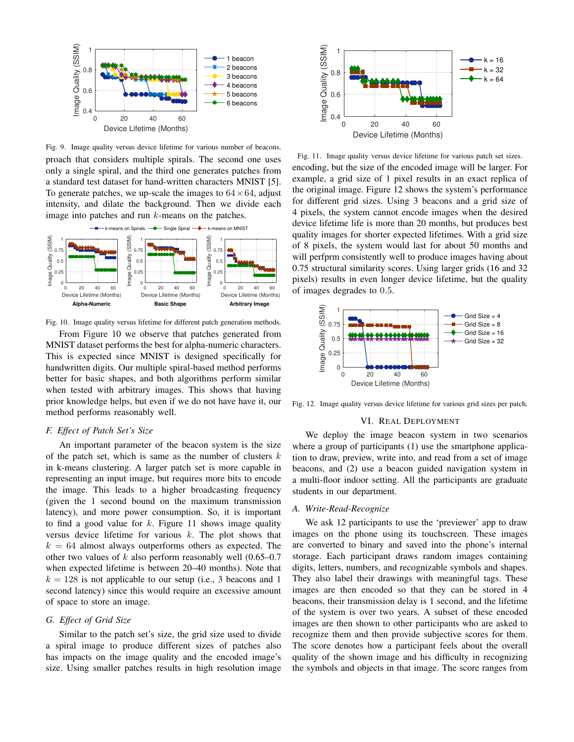Fig. 9. Image quality versus device lifetime for various number of beacons.

proach that considers multiple spirals. The second one uses only a single spiral, and the third one generates patches from a standard test dataset for hand-written characters MNIST [5]. To generate patches, we up-scale the images to $64 \times 64$, adjust intensity, and dilate the background. Then we divide each image into patches and run $k$-means on the patches.

Fig. 10. Image quality versus lifetime for different patch generation methods.

From Figure 10 we observe that patches generated from MNIST dataset performs the best for alpha-numeric characters. This is expected since MNIST is designed specifically for handwritten digits. Our multiple spiral-based method performs better for basic shapes, and both algorithms perform similar when tested with arbitrary images. This shows that having prior knowledge helps, but even if we do not have have it, our method performs reasonably well.

### *F. Effect of Patch Set's Size*

An important parameter of the beacon system is the size of the patch set, which is same as the number of clusters $k$ in k-means clustering. A larger patch set is more capable in representing an input image, but requires more bits to encode the image. This leads to a higher broadcasting frequency (given the 1 second bound on the maximum transmission latency), and more power consumption. So, it is important to find a good value for $k$. Figure 11 shows image quality versus device lifetime for various $k$. The plot shows that $k = 64$ almost always outperforms others as expected. The other two values of $k$ also perform reasonably well (0.65–0.7 when expected lifetime is between 20–40 months). Note that $k = 128$ is not applicable to our setup (i.e., 3 beacons and 1 second latency) since this would require an excessive amount of space to store an image.

### *G. Effect of Grid Size*

Similar to the patch set's size, the grid size used to divide a spiral image to produce different sizes of patches also has impacts on the image quality and the encoded image's size. Using smaller patches results in high resolution image encoding, but the size of the encoded image will be larger. For example, a grid size of 1 pixel results in an exact replica of the original image. Figure 12 shows the system's performance for different grid sizes. Using 3 beacons and a grid size of 4 pixels, the system cannot encode images when the desired device lifetime life is more than 20 months, but produces best quality images for shorter expected lifetimes. With a grid size of 8 pixels, the system would last for about 50 months and will perfprm consistently well to produce images having about 0.75 structural similarity scores. Using larger grids (16 and 32 pixels) results in even longer device lifetime, but the quality of images degrades to 0.5.

Fig. 11. Image quality versus device lifetime for various patch set sizes.

Fig. 12. Image quality versus device lifetime for various grid sizes per patch.

## VI. Real Deployment

We deploy the image beacon system in two scenarios where a group of participants (1) use the smartphone application to draw, preview, write into, and read from a set of image beacons, and (2) use a beacon guided navigation system in a multi-floor indoor setting. All the participants are graduate students in our department.

### *A. Write-Read-Recognize*

We ask 12 participants to use the 'previewer' app to draw images on the phone using its touchscreen. These images are converted to binary and saved into the phone's internal storage. Each participant draws random images containing digits, letters, numbers, and recognizable symbols and shapes. They also label their drawings with meaningful tags. These images are then encoded so that they can be stored in 4 beacons, their transmission delay is 1 second, and the lifetime of the system is over two years. A subset of these encoded images are then shown to other participants who are asked to recognize them and then provide subjective scores for them. The score denotes how a participant feels about the overall quality of the shown image and his difficulty in recognizing the symbols and objects in that image. The score ranges from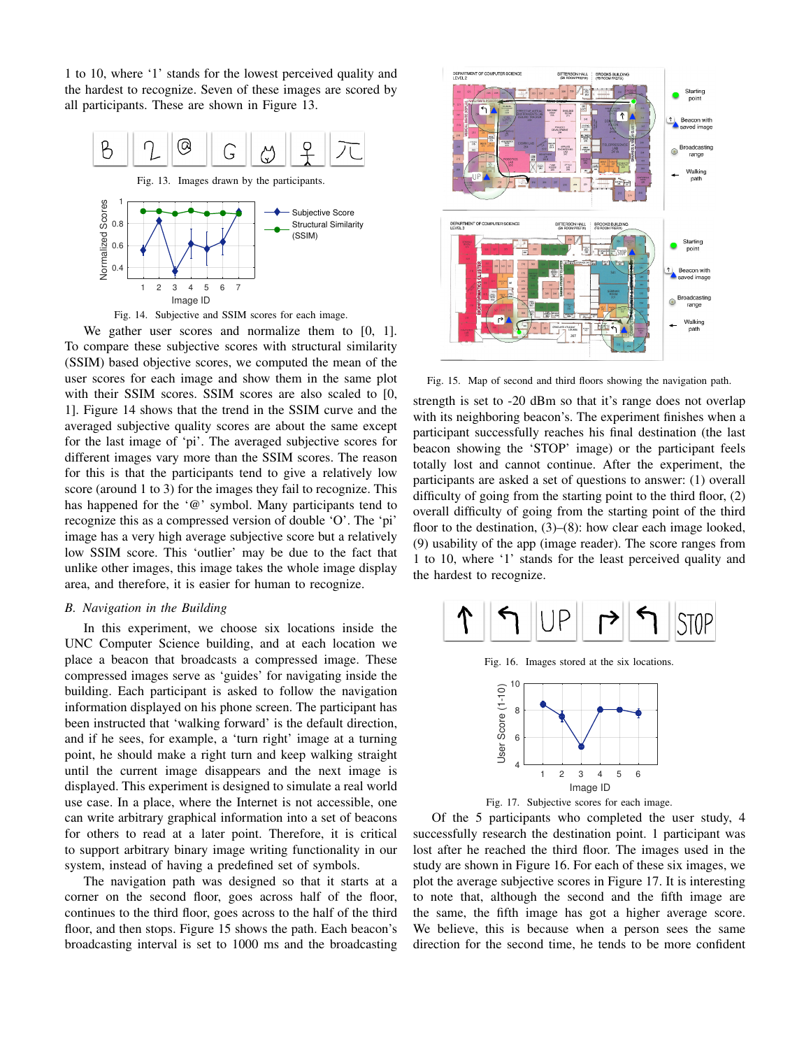1 to 10, where '1' stands for the lowest perceived quality and the hardest to recognize. Seven of these images are scored by all participants. These are shown in Figure 13.

Fig. 13. Images drawn by the participants.

Fig. 14. Subjective and SSIM scores for each image.

We gather user scores and normalize them to [0, 1]. To compare these subjective scores with structural similarity (SSIM) based objective scores, we computed the mean of the user scores for each image and show them in the same plot with their SSIM scores. SSIM scores are also scaled to [0, 1]. Figure 14 shows that the trend in the SSIM curve and the averaged subjective quality scores are about the same except for the last image of 'pi'. The averaged subjective scores for different images vary more than the SSIM scores. The reason for this is that the participants tend to give a relatively low score (around 1 to 3) for the images they fail to recognize. This has happened for the '@' symbol. Many participants tend to recognize this as a compressed version of double 'O'. The 'pi' image has a very high average subjective score but a relatively low SSIM score. This 'outlier' may be due to the fact that unlike other images, this image takes the whole image display area, and therefore, it is easier for human to recognize.

### *B. Navigation in the Building*

In this experiment, we choose six locations inside the UNC Computer Science building, and at each location we place a beacon that broadcasts a compressed image. These compressed images serve as 'guides' for navigating inside the building. Each participant is asked to follow the navigation information displayed on his phone screen. The participant has been instructed that 'walking forward' is the default direction, and if he sees, for example, a 'turn right' image at a turning point, he should make a right turn and keep walking straight until the current image disappears and the next image is displayed. This experiment is designed to simulate a real world use case. In a place, where the Internet is not accessible, one can write arbitrary graphical information into a set of beacons for others to read at a later point. Therefore, it is critical to support arbitrary binary image writing functionality in our system, instead of having a predefined set of symbols.

The navigation path was designed so that it starts at a corner on the second floor, goes across half of the floor, continues to the third floor, goes across to the half of the third floor, and then stops. Figure 15 shows the path. Each beacon's broadcasting interval is set to 1000 ms and the broadcasting strength is set to -20 dBm so that it's range does not overlap with its neighboring beacon's. The experiment finishes when a participant successfully reaches his final destination (the last beacon showing the 'STOP' image) or the participant feels totally lost and cannot continue. After the experiment, the participants are asked a set of questions to answer: (1) overall difficulty of going from the starting point to the third floor, (2) overall difficulty of going from the starting point of the third floor to the destination, (3)–(8): how clear each image looked, (9) usability of the app (image reader). The score ranges from 1 to 10, where '1' stands for the least perceived quality and the hardest to recognize.

Fig. 15. Map of second and third floors showing the navigation path.

Fig. 16. Images stored at the six locations.

Fig. 17. Subjective scores for each image.

Of the 5 participants who completed the user study, 4 successfully research the destination point. 1 participant was lost after he reached the third floor. The images used in the study are shown in Figure 16. For each of these six images, we plot the average subjective scores in Figure 17. It is interesting to note that, although the second and the fifth image are the same, the fifth image has got a higher average score. We believe, this is because when a person sees the same direction for the second time, he tends to be more confident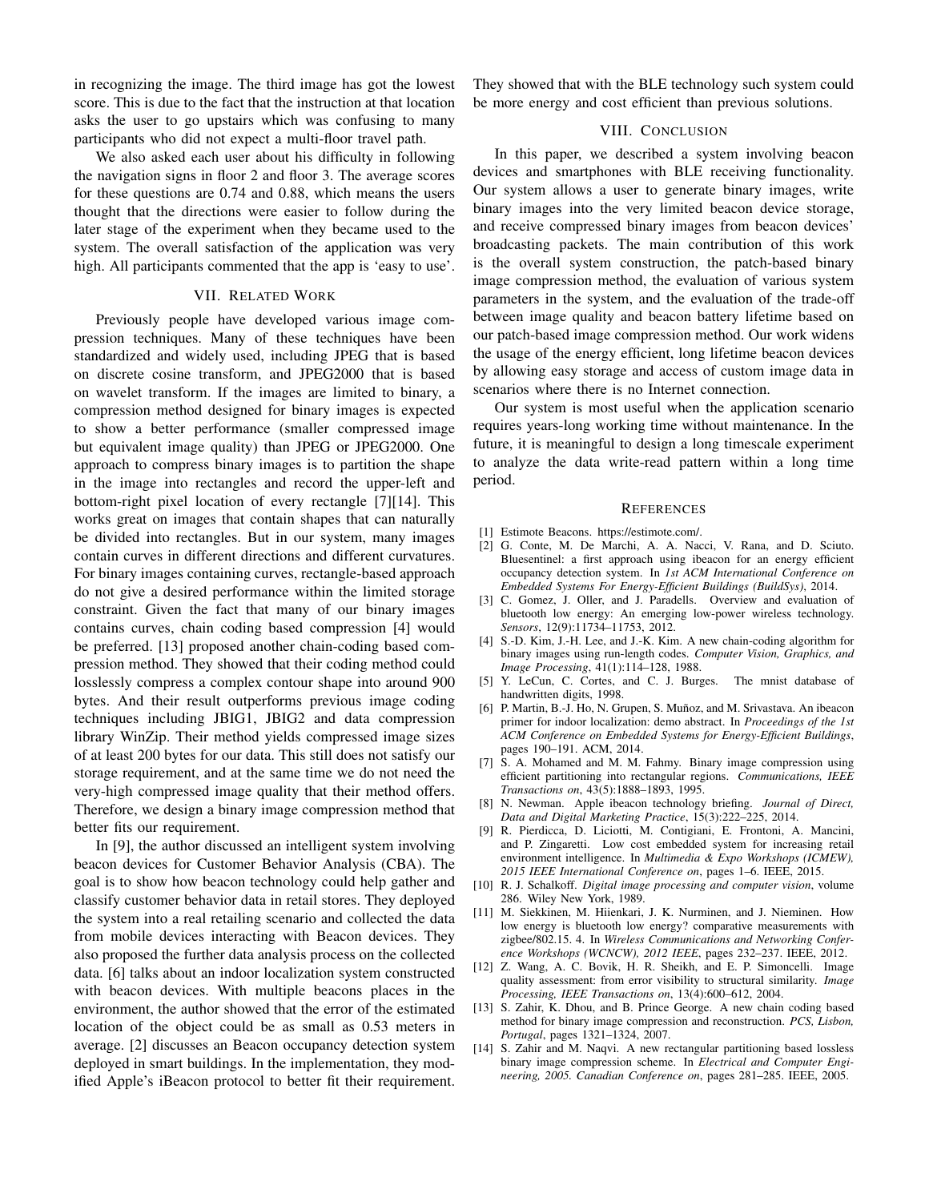in recognizing the image. The third image has got the lowest score. This is due to the fact that the instruction at that location asks the user to go upstairs which was confusing to many participants who did not expect a multi-floor travel path.

We also asked each user about his difficulty in following the navigation signs in floor 2 and floor 3. The average scores for these questions are 0.74 and 0.88, which means the users thought that the directions were easier to follow during the later stage of the experiment when they became used to the system. The overall satisfaction of the application was very high. All participants commented that the app is 'easy to use'.

## VII. Related Work

Previously people have developed various image compression techniques. Many of these techniques have been standardized and widely used, including JPEG that is based on discrete cosine transform, and JPEG2000 that is based on wavelet transform. If the images are limited to binary, a compression method designed for binary images is expected to show a better performance (smaller compressed image but equivalent image quality) than JPEG or JPEG2000. One approach to compress binary images is to partition the shape in the image into rectangles and record the upper-left and bottom-right pixel location of every rectangle [7][14]. This works great on images that contain shapes that can naturally be divided into rectangles. But in our system, many images contain curves in different directions and different curvatures. For binary images containing curves, rectangle-based approach do not give a desired performance within the limited storage constraint. Given the fact that many of our binary images contains curves, chain coding based compression [4] would be preferred. [13] proposed another chain-coding based compression method. They showed that their coding method could losslessly compress a complex contour shape into around 900 bytes. And their result outperforms previous image coding techniques including JBIG1, JBIG2 and data compression library WinZip. Their method yields compressed image sizes of at least 200 bytes for our data. This still does not satisfy our storage requirement, and at the same time we do not need the very-high compressed image quality that their method offers. Therefore, we design a binary image compression method that better fits our requirement.

In [9], the author discussed an intelligent system involving beacon devices for Customer Behavior Analysis (CBA). The goal is to show how beacon technology could help gather and classify customer behavior data in retail stores. They deployed the system into a real retailing scenario and collected the data from mobile devices interacting with Beacon devices. They also proposed the further data analysis process on the collected data. [6] talks about an indoor localization system constructed with beacon devices. With multiple beacons places in the environment, the author showed that the error of the estimated location of the object could be as small as 0.53 meters in average. [2] discusses an Beacon occupancy detection system deployed in smart buildings. In the implementation, they modified Apple's iBeacon protocol to better fit their requirement. They showed that with the BLE technology such system could be more energy and cost efficient than previous solutions.

## VIII. Conclusion

In this paper, we described a system involving beacon devices and smartphones with BLE receiving functionality. Our system allows a user to generate binary images, write binary images into the very limited beacon device storage, and receive compressed binary images from beacon devices' broadcasting packets. The main contribution of this work is the overall system construction, the patch-based binary image compression method, the evaluation of various system parameters in the system, and the evaluation of the trade-off between image quality and beacon battery lifetime based on our patch-based image compression method. Our work widens the usage of the energy efficient, long lifetime beacon devices by allowing easy storage and access of custom image data in scenarios where there is no Internet connection.

Our system is most useful when the application scenario requires years-long working time without maintenance. In the future, it is meaningful to design a long timescale experiment to analyze the data write-read pattern within a long time period.

## References

[1] Estimote Beacons. https://estimote.com/.

[2] G. Conte, M. De Marchi, A. A. Nacci, V. Rana, and D. Sciuto. Bluesentinel: a first approach using ibeacon for an energy efficient occupancy detection system. In *1st ACM International Conference on Embedded Systems For Energy-Efficient Buildings (BuildSys)*, 2014.

[3] C. Gomez, J. Oller, and J. Paradells. Overview and evaluation of bluetooth low energy: An emerging low-power wireless technology. *Sensors*, 12(9):11734–11753, 2012.

[4] S.-D. Kim, J.-H. Lee, and J.-K. Kim. A new chain-coding algorithm for binary images using run-length codes. *Computer Vision, Graphics, and Image Processing*, 41(1):114–128, 1988.

[5] Y. LeCun, C. Cortes, and C. J. Burges. The mnist database of handwritten digits, 1998.

[6] P. Martin, B.-J. Ho, N. Grupen, S. Muñoz, and M. Srivastava. An ibeacon primer for indoor localization: demo abstract. In *Proceedings of the 1st ACM Conference on Embedded Systems for Energy-Efficient Buildings*, pages 190–191. ACM, 2014.

[7] S. A. Mohamed and M. M. Fahmy. Binary image compression using efficient partitioning into rectangular regions. *Communications, IEEE Transactions on*, 43(5):1888–1893, 1995.

[8] N. Newman. Apple ibeacon technology briefing. *Journal of Direct, Data and Digital Marketing Practice*, 15(3):222–225, 2014.

[9] R. Pierdicca, D. Liciotti, M. Contigiani, E. Frontoni, A. Mancini, and P. Zingaretti. Low cost embedded system for increasing retail environment intelligence. In *Multimedia & Expo Workshops (ICMEW), 2015 IEEE International Conference on*, pages 1–6. IEEE, 2015.

[10] R. J. Schalkoff. *Digital image processing and computer vision*, volume 286. Wiley New York, 1989.

[11] M. Siekkinen, M. Hiienkari, J. K. Nurminen, and J. Nieminen. How low energy is bluetooth low energy? comparative measurements with zigbee/802.15. 4. In *Wireless Communications and Networking Conference Workshops (WCNCW), 2012 IEEE*, pages 232–237. IEEE, 2012.

[12] Z. Wang, A. C. Bovik, H. R. Sheikh, and E. P. Simoncelli. Image quality assessment: from error visibility to structural similarity. *Image Processing, IEEE Transactions on*, 13(4):600–612, 2004.

[13] S. Zahir, K. Dhou, and B. Prince George. A new chain coding based method for binary image compression and reconstruction. *PCS, Lisbon, Portugal*, pages 1321–1324, 2007.

[14] S. Zahir and M. Naqvi. A new rectangular partitioning based lossless binary image compression scheme. In *Electrical and Computer Engineering, 2005. Canadian Conference on*, pages 281–285. IEEE, 2005.